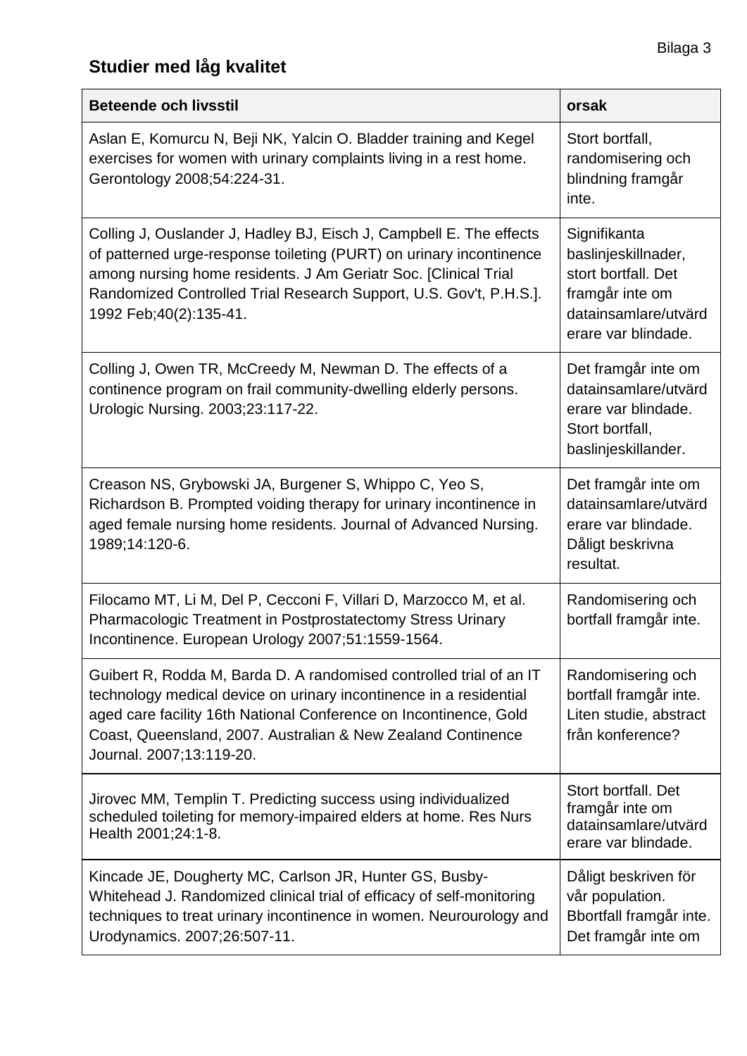## Studier med låg kvalitet

| Beteende och livsstil | orsak |
|---|---|
| Aslan E, Komurcu N, Beji NK, Yalcin O. Bladder training and Kegel exercises for women with urinary complaints living in a rest home. Gerontology 2008;54:224-31. | Stort bortfall, randomisering och blindning framgår inte. |
| Colling J, Ouslander J, Hadley BJ, Eisch J, Campbell E. The effects of patterned urge-response toileting (PURT) on urinary incontinence among nursing home residents. J Am Geriatr Soc. [Clinical Trial Randomized Controlled Trial Research Support, U.S. Gov't, P.H.S.]. 1992 Feb;40(2):135-41. | Signifikanta baslinjeskillnader, stort bortfall. Det framgår inte om datainsamlare/utvärderare var blindade. |
| Colling J, Owen TR, McCreedy M, Newman D. The effects of a continence program on frail community-dwelling elderly persons. Urologic Nursing. 2003;23:117-22. | Det framgår inte om datainsamlare/utvärderare var blindade. Stort bortfall, baslinjeskillander. |
| Creason NS, Grybowski JA, Burgener S, Whippo C, Yeo S, Richardson B. Prompted voiding therapy for urinary incontinence in aged female nursing home residents. Journal of Advanced Nursing. 1989;14:120-6. | Det framgår inte om datainsamlare/utvärderare var blindade. Dåligt beskrivna resultat. |
| Filocamo MT, Li M, Del P, Cecconi F, Villari D, Marzocco M, et al. Pharmacologic Treatment in Postprostatectomy Stress Urinary Incontinence. European Urology 2007;51:1559-1564. | Randomisering och bortfall framgår inte. |
| Guibert R, Rodda M, Barda D. A randomised controlled trial of an IT technology medical device on urinary incontinence in a residential aged care facility 16th National Conference on Incontinence, Gold Coast, Queensland, 2007. Australian & New Zealand Continence Journal. 2007;13:119-20. | Randomisering och bortfall framgår inte. Liten studie, abstract från konference? |
| Jirovec MM, Templin T. Predicting success using individualized scheduled toileting for memory-impaired elders at home. Res Nurs Health 2001;24:1-8. | Stort bortfall. Det framgår inte om datainsamlare/utvärderare var blindade. |
| Kincade JE, Dougherty MC, Carlson JR, Hunter GS, Busby-Whitehead J. Randomized clinical trial of efficacy of self-monitoring techniques to treat urinary incontinence in women. Neurourology and Urodynamics. 2007;26:507-11. | Dåligt beskriven för vår population. Bbortfall framgår inte. Det framgår inte om |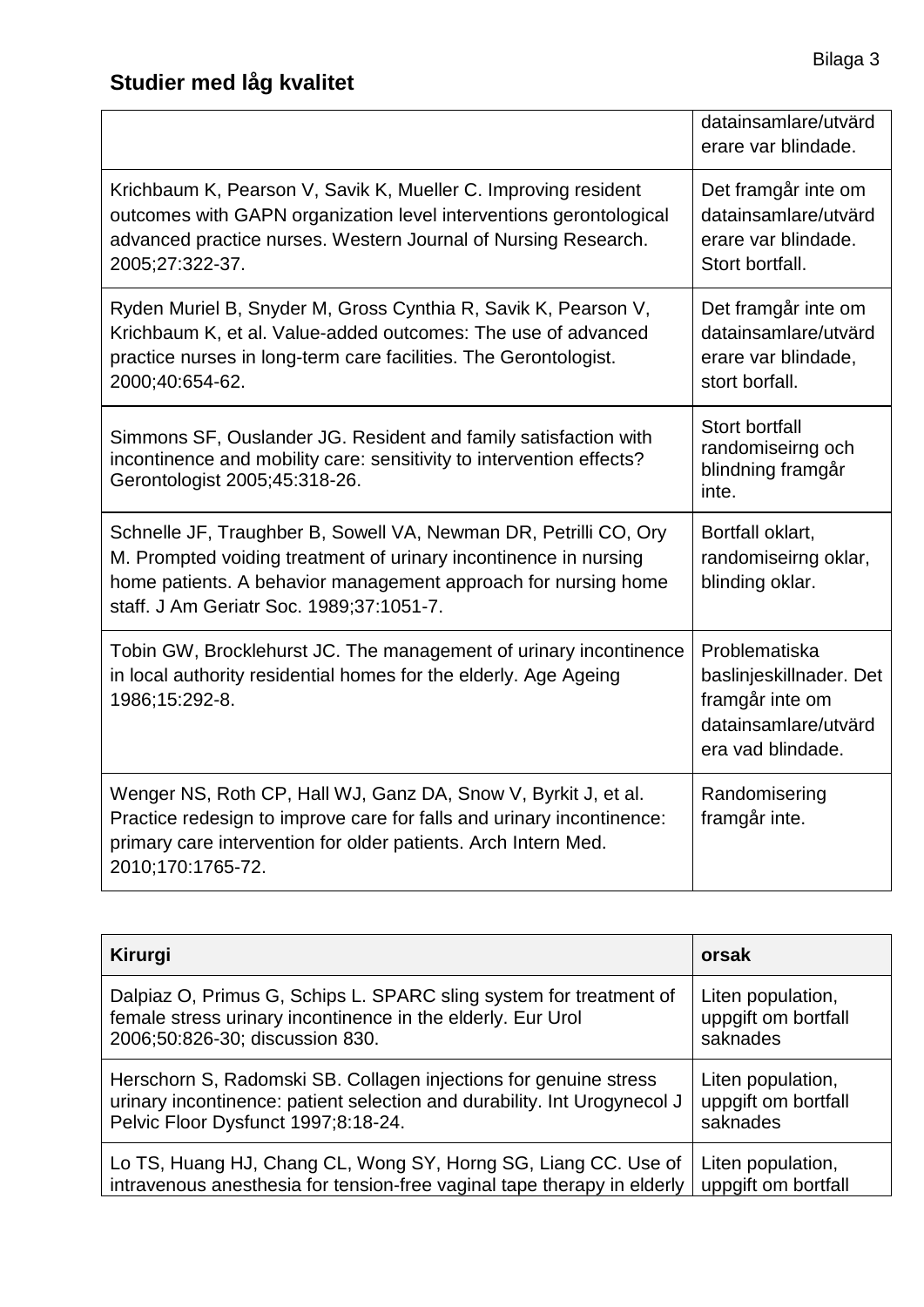## Studier med låg kvalitet

| | |
|---|---|
| | datainsamlare/utvärderare var blindade. |
| Krichbaum K, Pearson V, Savik K, Mueller C. Improving resident outcomes with GAPN organization level interventions gerontological advanced practice nurses. Western Journal of Nursing Research. 2005;27:322-37. | Det framgår inte om datainsamlare/utvärderare var blindade. Stort bortfall. |
| Ryden Muriel B, Snyder M, Gross Cynthia R, Savik K, Pearson V, Krichbaum K, et al. Value-added outcomes: The use of advanced practice nurses in long-term care facilities. The Gerontologist. 2000;40:654-62. | Det framgår inte om datainsamlare/utvärderare var blindade, stort borfall. |
| Simmons SF, Ouslander JG. Resident and family satisfaction with incontinence and mobility care: sensitivity to intervention effects? Gerontologist 2005;45:318-26. | Stort bortfall randomiseirng och blindning framgår inte. |
| Schnelle JF, Traughber B, Sowell VA, Newman DR, Petrilli CO, Ory M. Prompted voiding treatment of urinary incontinence in nursing home patients. A behavior management approach for nursing home staff. J Am Geriatr Soc. 1989;37:1051-7. | Bortfall oklart, randomiseirng oklar, blinding oklar. |
| Tobin GW, Brocklehurst JC. The management of urinary incontinence in local authority residential homes for the elderly. Age Ageing 1986;15:292-8. | Problematiska baslinjeskillnader. Det framgår inte om datainsamlare/utvärdera vad blindade. |
| Wenger NS, Roth CP, Hall WJ, Ganz DA, Snow V, Byrkit J, et al. Practice redesign to improve care for falls and urinary incontinence: primary care intervention for older patients. Arch Intern Med. 2010;170:1765-72. | Randomisering framgår inte. |

| **Kirurgi** | **orsak** |
|---|---|
| Dalpiaz O, Primus G, Schips L. SPARC sling system for treatment of female stress urinary incontinence in the elderly. Eur Urol 2006;50:826-30; discussion 830. | Liten population, uppgift om bortfall saknades |
| Herschorn S, Radomski SB. Collagen injections for genuine stress urinary incontinence: patient selection and durability. Int Urogynecol J Pelvic Floor Dysfunct 1997;8:18-24. | Liten population, uppgift om bortfall saknades |
| Lo TS, Huang HJ, Chang CL, Wong SY, Horng SG, Liang CC. Use of intravenous anesthesia for tension-free vaginal tape therapy in elderly | Liten population, uppgift om bortfall |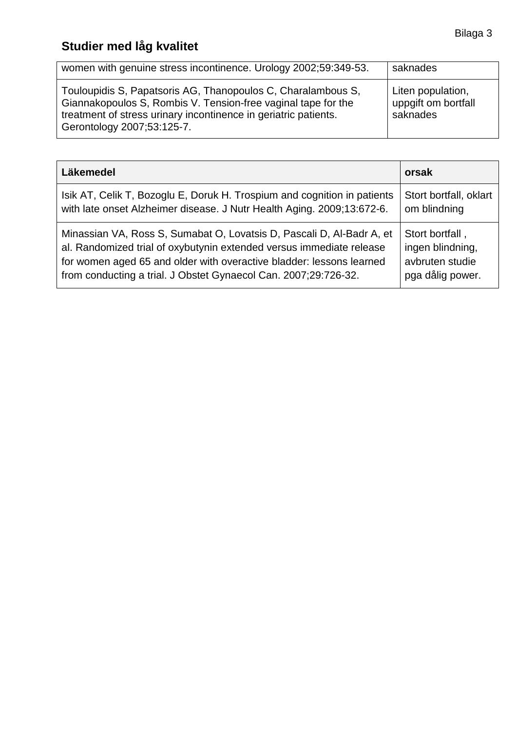## Studier med låg kvalitet

| | |
|---|---|
| women with genuine stress incontinence. Urology 2002;59:349-53. | saknades |
| Touloupidis S, Papatsoris AG, Thanopoulos C, Charalambous S, Giannakopoulos S, Rombis V. Tension-free vaginal tape for the treatment of stress urinary incontinence in geriatric patients. Gerontology 2007;53:125-7. | Liten population, uppgift om bortfall saknades |

| **Läkemedel** | **orsak** |
|---|---|
| Isik AT, Celik T, Bozoglu E, Doruk H. Trospium and cognition in patients with late onset Alzheimer disease. J Nutr Health Aging. 2009;13:672-6. | Stort bortfall, oklart om blindning |
| Minassian VA, Ross S, Sumabat O, Lovatsis D, Pascali D, Al-Badr A, et al. Randomized trial of oxybutynin extended versus immediate release for women aged 65 and older with overactive bladder: lessons learned from conducting a trial. J Obstet Gynaecol Can. 2007;29:726-32. | Stort bortfall , ingen blindning, avbruten studie pga dålig power. |